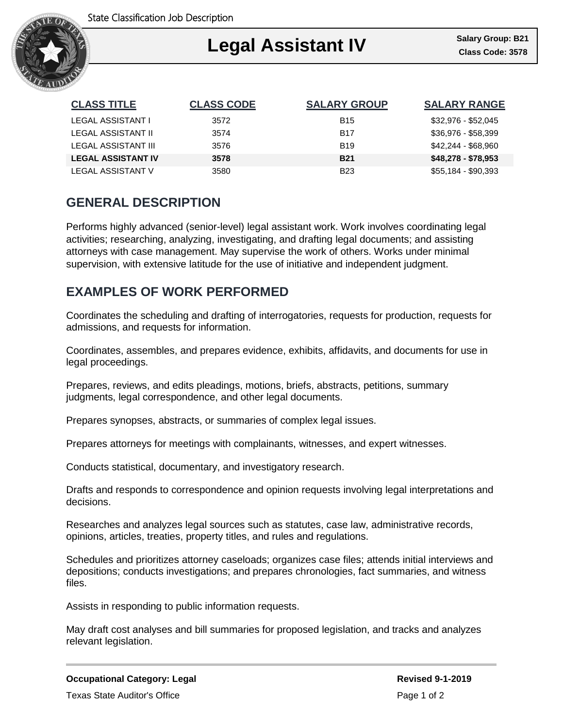State Classification Job Description

# Legal Assistant IV

**Salary Group: B21**
**Class Code: 3578**

| CLASS TITLE | CLASS CODE | SALARY GROUP | SALARY RANGE |
|---|---|---|---|
| LEGAL ASSISTANT I | 3572 | B15 | $32,976 - $52,045 |
| LEGAL ASSISTANT II | 3574 | B17 | $36,976 - $58,399 |
| LEGAL ASSISTANT III | 3576 | B19 | $42,244 - $68,960 |
| **LEGAL ASSISTANT IV** | **3578** | **B21** | **$48,278 - $78,953** |
| LEGAL ASSISTANT V | 3580 | B23 | $55,184 - $90,393 |

## GENERAL DESCRIPTION

Performs highly advanced (senior-level) legal assistant work. Work involves coordinating legal activities; researching, analyzing, investigating, and drafting legal documents; and assisting attorneys with case management. May supervise the work of others. Works under minimal supervision, with extensive latitude for the use of initiative and independent judgment.

## EXAMPLES OF WORK PERFORMED

Coordinates the scheduling and drafting of interrogatories, requests for production, requests for admissions, and requests for information.

Coordinates, assembles, and prepares evidence, exhibits, affidavits, and documents for use in legal proceedings.

Prepares, reviews, and edits pleadings, motions, briefs, abstracts, petitions, summary judgments, legal correspondence, and other legal documents.

Prepares synopses, abstracts, or summaries of complex legal issues.

Prepares attorneys for meetings with complainants, witnesses, and expert witnesses.

Conducts statistical, documentary, and investigatory research.

Drafts and responds to correspondence and opinion requests involving legal interpretations and decisions.

Researches and analyzes legal sources such as statutes, case law, administrative records, opinions, articles, treaties, property titles, and rules and regulations.

Schedules and prioritizes attorney caseloads; organizes case files; attends initial interviews and depositions; conducts investigations; and prepares chronologies, fact summaries, and witness files.

Assists in responding to public information requests.

May draft cost analyses and bill summaries for proposed legislation, and tracks and analyzes relevant legislation.

**Occupational Category: Legal**

**Revised 9-1-2019**

Texas State Auditor's Office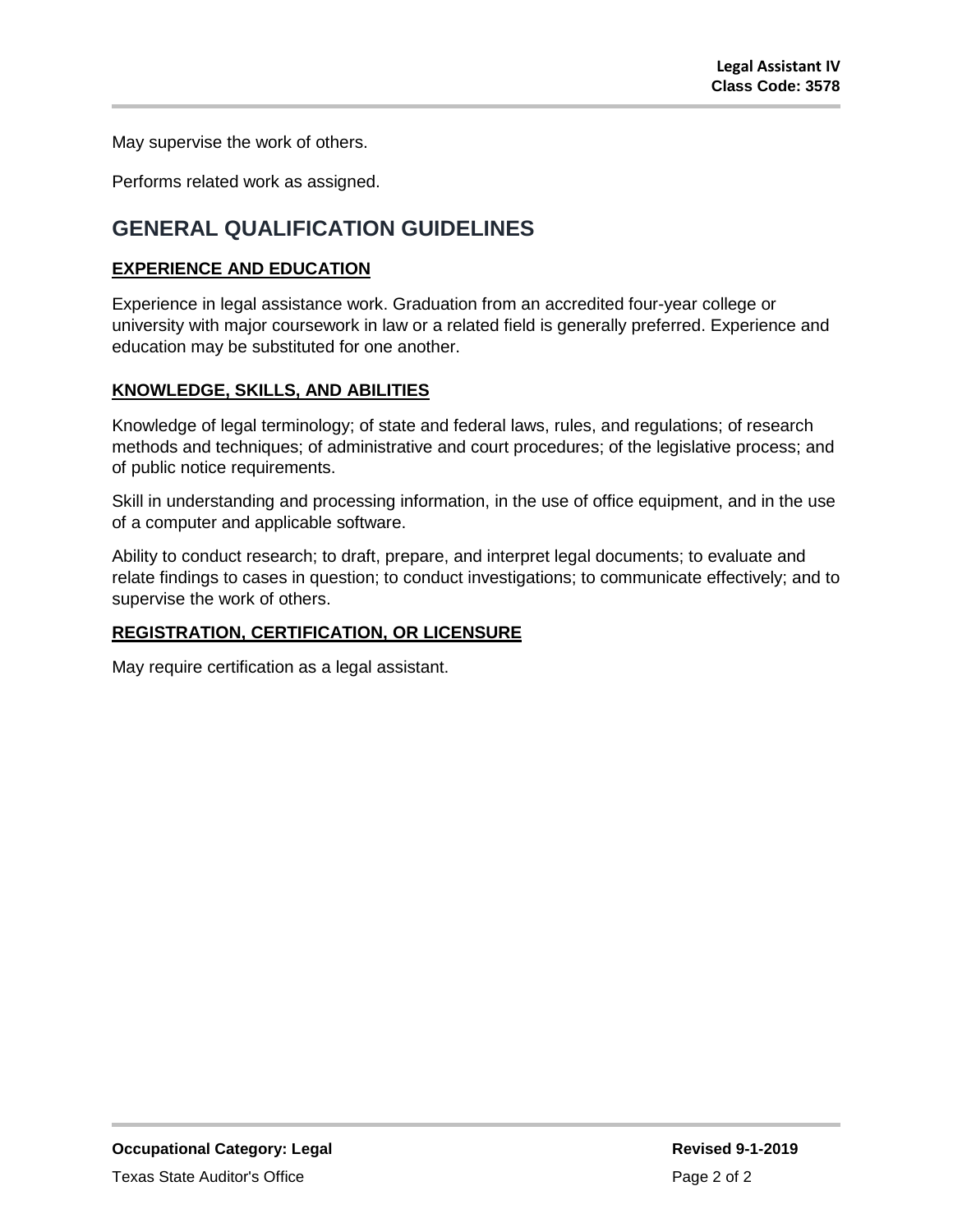May supervise the work of others.

Performs related work as assigned.

## GENERAL QUALIFICATION GUIDELINES

### EXPERIENCE AND EDUCATION

Experience in legal assistance work. Graduation from an accredited four-year college or university with major coursework in law or a related field is generally preferred. Experience and education may be substituted for one another.

### KNOWLEDGE, SKILLS, AND ABILITIES

Knowledge of legal terminology; of state and federal laws, rules, and regulations; of research methods and techniques; of administrative and court procedures; of the legislative process; and of public notice requirements.

Skill in understanding and processing information, in the use of office equipment, and in the use of a computer and applicable software.

Ability to conduct research; to draft, prepare, and interpret legal documents; to evaluate and relate findings to cases in question; to conduct investigations; to communicate effectively; and to supervise the work of others.

### REGISTRATION, CERTIFICATION, OR LICENSURE

May require certification as a legal assistant.